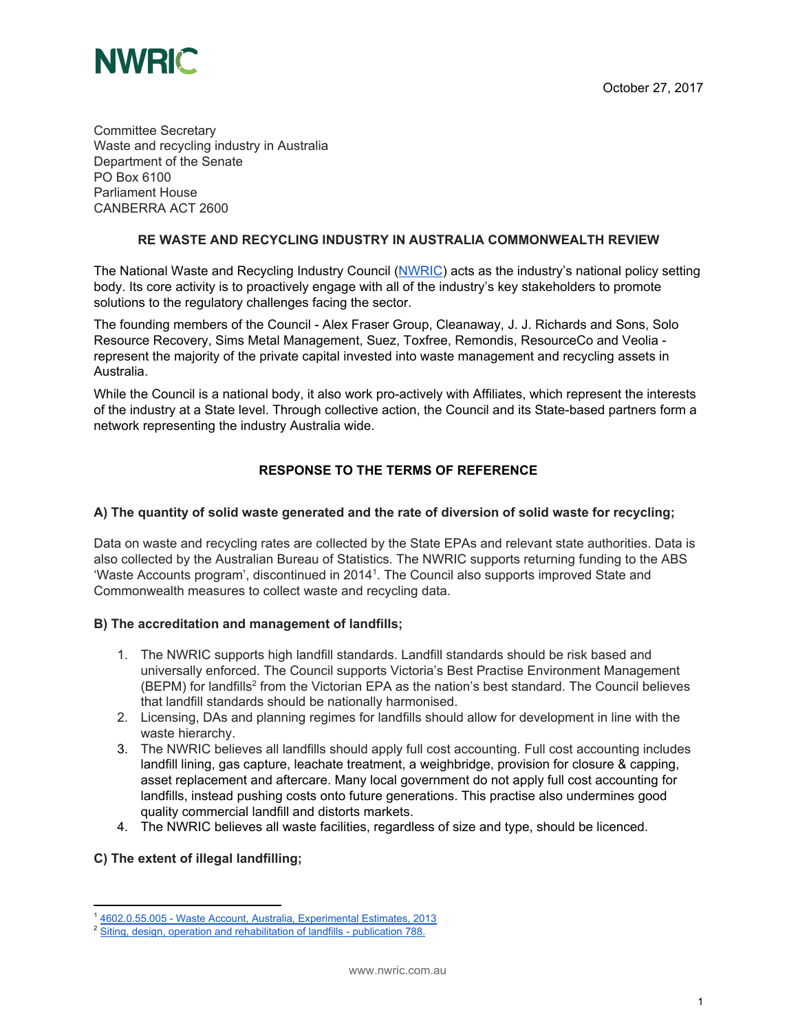NWRIC

October 27, 2017

Committee Secretary
Waste and recycling industry in Australia
Department of the Senate
PO Box 6100
Parliament House
CANBERRA ACT 2600

**RE WASTE AND RECYCLING INDUSTRY IN AUSTRALIA COMMONWEALTH REVIEW**

The National Waste and Recycling Industry Council (NWRIC) acts as the industry's national policy setting body. Its core activity is to proactively engage with all of the industry's key stakeholders to promote solutions to the regulatory challenges facing the sector.

The founding members of the Council - Alex Fraser Group, Cleanaway, J. J. Richards and Sons, Solo Resource Recovery, Sims Metal Management, Suez, Toxfree, Remondis, ResourceCo and Veolia - represent the majority of the private capital invested into waste management and recycling assets in Australia.

While the Council is a national body, it also work pro-actively with Affiliates, which represent the interests of the industry at a State level. Through collective action, the Council and its State-based partners form a network representing the industry Australia wide.

## RESPONSE TO THE TERMS OF REFERENCE

### A) The quantity of solid waste generated and the rate of diversion of solid waste for recycling;

Data on waste and recycling rates are collected by the State EPAs and relevant state authorities. Data is also collected by the Australian Bureau of Statistics. The NWRIC supports returning funding to the ABS 'Waste Accounts program', discontinued in 2014[1]. The Council also supports improved State and Commonwealth measures to collect waste and recycling data.

### B) The accreditation and management of landfills;

1. The NWRIC supports high landfill standards. Landfill standards should be risk based and universally enforced. The Council supports Victoria's Best Practise Environment Management (BEPM) for landfills[2] from the Victorian EPA as the nation's best standard. The Council believes that landfill standards should be nationally harmonised.
2. Licensing, DAs and planning regimes for landfills should allow for development in line with the waste hierarchy.
3. The NWRIC believes all landfills should apply full cost accounting. Full cost accounting includes landfill lining, gas capture, leachate treatment, a weighbridge, provision for closure & capping, asset replacement and aftercare. Many local government do not apply full cost accounting for landfills, instead pushing costs onto future generations. This practise also undermines good quality commercial landfill and distorts markets.
4. The NWRIC believes all waste facilities, regardless of size and type, should be licenced.

### C) The extent of illegal landfilling;

[1] 4602.0.55.005 - Waste Account, Australia, Experimental Estimates, 2013
[2] Siting, design, operation and rehabilitation of landfills - publication 788.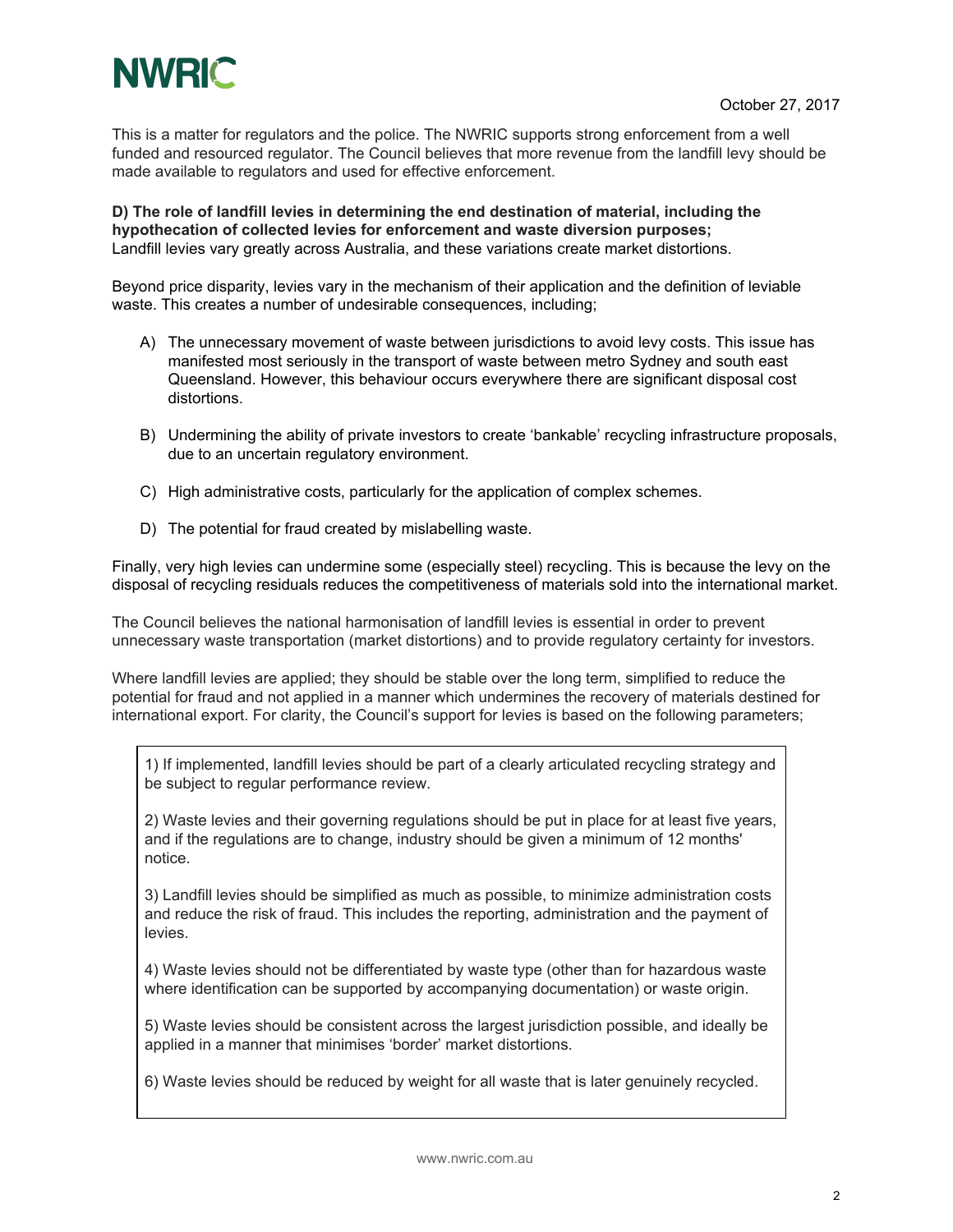This is a matter for regulators and the police. The NWRIC supports strong enforcement from a well funded and resourced regulator. The Council believes that more revenue from the landfill levy should be made available to regulators and used for effective enforcement.

**D) The role of landfill levies in determining the end destination of material, including the hypothecation of collected levies for enforcement and waste diversion purposes;**
Landfill levies vary greatly across Australia, and these variations create market distortions.

Beyond price disparity, levies vary in the mechanism of their application and the definition of leviable waste. This creates a number of undesirable consequences, including;

A) The unnecessary movement of waste between jurisdictions to avoid levy costs. This issue has manifested most seriously in the transport of waste between metro Sydney and south east Queensland. However, this behaviour occurs everywhere there are significant disposal cost distortions.

B) Undermining the ability of private investors to create 'bankable' recycling infrastructure proposals, due to an uncertain regulatory environment.

C) High administrative costs, particularly for the application of complex schemes.

D) The potential for fraud created by mislabelling waste.

Finally, very high levies can undermine some (especially steel) recycling. This is because the levy on the disposal of recycling residuals reduces the competitiveness of materials sold into the international market.

The Council believes the national harmonisation of landfill levies is essential in order to prevent unnecessary waste transportation (market distortions) and to provide regulatory certainty for investors.

Where landfill levies are applied; they should be stable over the long term, simplified to reduce the potential for fraud and not applied in a manner which undermines the recovery of materials destined for international export. For clarity, the Council's support for levies is based on the following parameters;

1) If implemented, landfill levies should be part of a clearly articulated recycling strategy and be subject to regular performance review.

2) Waste levies and their governing regulations should be put in place for at least five years, and if the regulations are to change, industry should be given a minimum of 12 months' notice.

3) Landfill levies should be simplified as much as possible, to minimize administration costs and reduce the risk of fraud. This includes the reporting, administration and the payment of levies.

4) Waste levies should not be differentiated by waste type (other than for hazardous waste where identification can be supported by accompanying documentation) or waste origin.

5) Waste levies should be consistent across the largest jurisdiction possible, and ideally be applied in a manner that minimises 'border' market distortions.

6) Waste levies should be reduced by weight for all waste that is later genuinely recycled.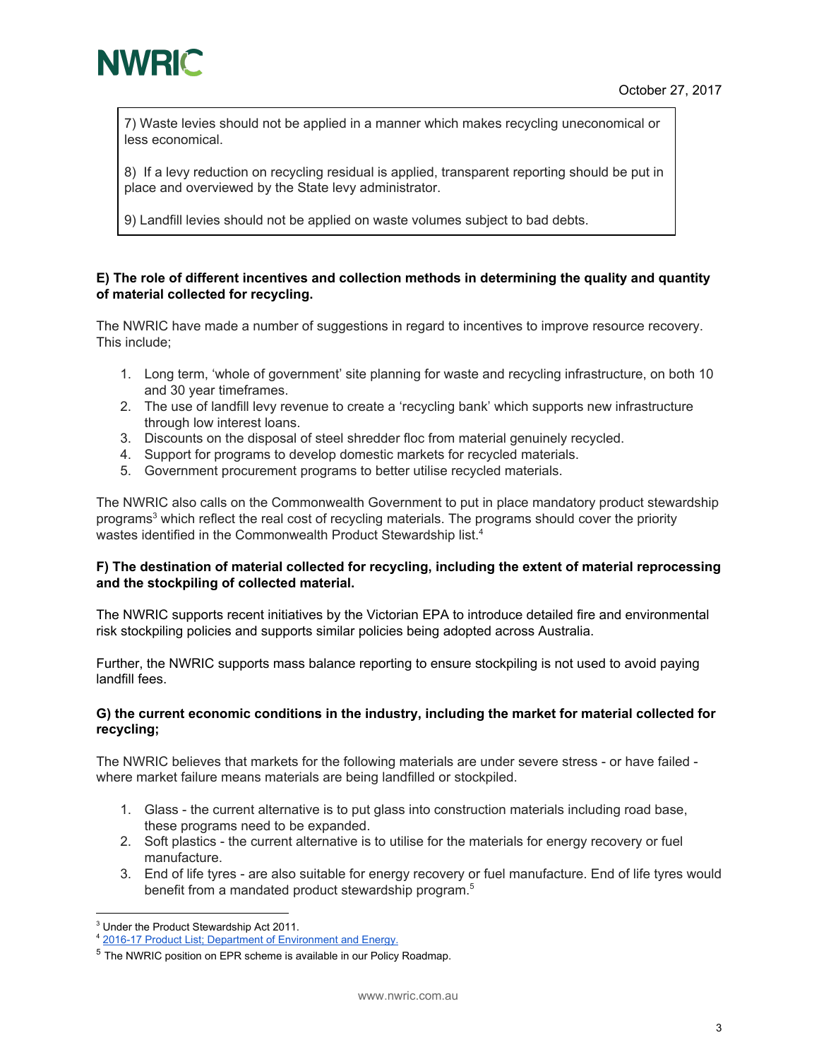7) Waste levies should not be applied in a manner which makes recycling uneconomical or less economical.

8) If a levy reduction on recycling residual is applied, transparent reporting should be put in place and overviewed by the State levy administrator.

9) Landfill levies should not be applied on waste volumes subject to bad debts.

**E) The role of different incentives and collection methods in determining the quality and quantity of material collected for recycling.**

The NWRIC have made a number of suggestions in regard to incentives to improve resource recovery. This include;

1. Long term, 'whole of government' site planning for waste and recycling infrastructure, on both 10 and 30 year timeframes.
2. The use of landfill levy revenue to create a 'recycling bank' which supports new infrastructure through low interest loans.
3. Discounts on the disposal of steel shredder floc from material genuinely recycled.
4. Support for programs to develop domestic markets for recycled materials.
5. Government procurement programs to better utilise recycled materials.

The NWRIC also calls on the Commonwealth Government to put in place mandatory product stewardship programs[3] which reflect the real cost of recycling materials. The programs should cover the priority wastes identified in the Commonwealth Product Stewardship list.[4]

**F) The destination of material collected for recycling, including the extent of material reprocessing and the stockpiling of collected material.**

The NWRIC supports recent initiatives by the Victorian EPA to introduce detailed fire and environmental risk stockpiling policies and supports similar policies being adopted across Australia.

Further, the NWRIC supports mass balance reporting to ensure stockpiling is not used to avoid paying landfill fees.

**G) the current economic conditions in the industry, including the market for material collected for recycling;**

The NWRIC believes that markets for the following materials are under severe stress - or have failed - where market failure means materials are being landfilled or stockpiled.

1. Glass - the current alternative is to put glass into construction materials including road base, these programs need to be expanded.
2. Soft plastics - the current alternative is to utilise for the materials for energy recovery or fuel manufacture.
3. End of life tyres - are also suitable for energy recovery or fuel manufacture. End of life tyres would benefit from a mandated product stewardship program.[5]

---

[3] Under the Product Stewardship Act 2011.

[4] 2016-17 Product List; Department of Environment and Energy.

[5] The NWRIC position on EPR scheme is available in our Policy Roadmap.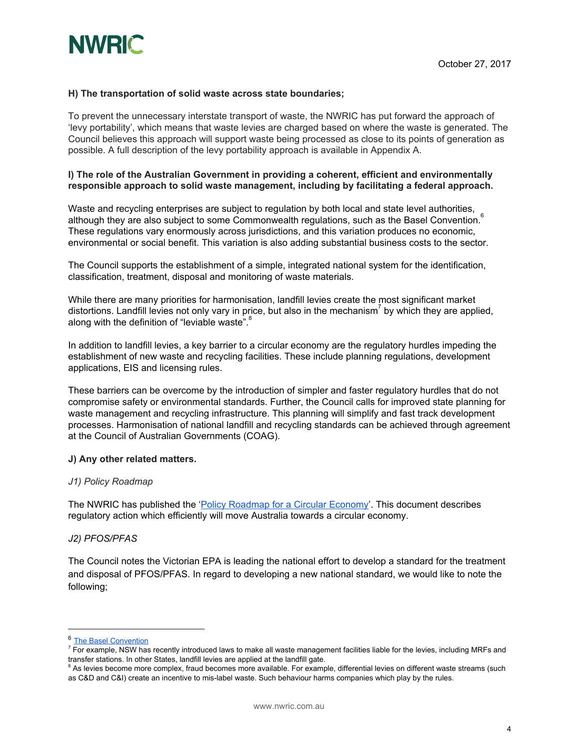October 27, 2017

**H) The transportation of solid waste across state boundaries;**

To prevent the unnecessary interstate transport of waste, the NWRIC has put forward the approach of 'levy portability', which means that waste levies are charged based on where the waste is generated. The Council believes this approach will support waste being processed as close to its points of generation as possible. A full description of the levy portability approach is available in Appendix A.

**I) The role of the Australian Government in providing a coherent, efficient and environmentally responsible approach to solid waste management, including by facilitating a federal approach.**

Waste and recycling enterprises are subject to regulation by both local and state level authorities, although they are also subject to some Commonwealth regulations, such as the Basel Convention.[6] These regulations vary enormously across jurisdictions, and this variation produces no economic, environmental or social benefit. This variation is also adding substantial business costs to the sector.

The Council supports the establishment of a simple, integrated national system for the identification, classification, treatment, disposal and monitoring of waste materials.

While there are many priorities for harmonisation, landfill levies create the most significant market distortions. Landfill levies not only vary in price, but also in the mechanism[7] by which they are applied, along with the definition of "leviable waste".[8]

In addition to landfill levies, a key barrier to a circular economy are the regulatory hurdles impeding the establishment of new waste and recycling facilities. These include planning regulations, development applications, EIS and licensing rules.

These barriers can be overcome by the introduction of simpler and faster regulatory hurdles that do not compromise safety or environmental standards. Further, the Council calls for improved state planning for waste management and recycling infrastructure. This planning will simplify and fast track development processes. Harmonisation of national landfill and recycling standards can be achieved through agreement at the Council of Australian Governments (COAG).

**J) Any other related matters.**

*J1) Policy Roadmap*

The NWRIC has published the '[Policy Roadmap for a Circular Economy]'. This document describes regulatory action which efficiently will move Australia towards a circular economy.

*J2) PFOS/PFAS*

The Council notes the Victorian EPA is leading the national effort to develop a standard for the treatment and disposal of PFOS/PFAS. In regard to developing a new national standard, we would like to note the following;

---

[6] The Basel Convention

[7] For example, NSW has recently introduced laws to make all waste management facilities liable for the levies, including MRFs and transfer stations. In other States, landfill levies are applied at the landfill gate.

[8] As levies become more complex, fraud becomes more available. For example, differential levies on different waste streams (such as C&D and C&I) create an incentive to mis-label waste. Such behaviour harms companies which play by the rules.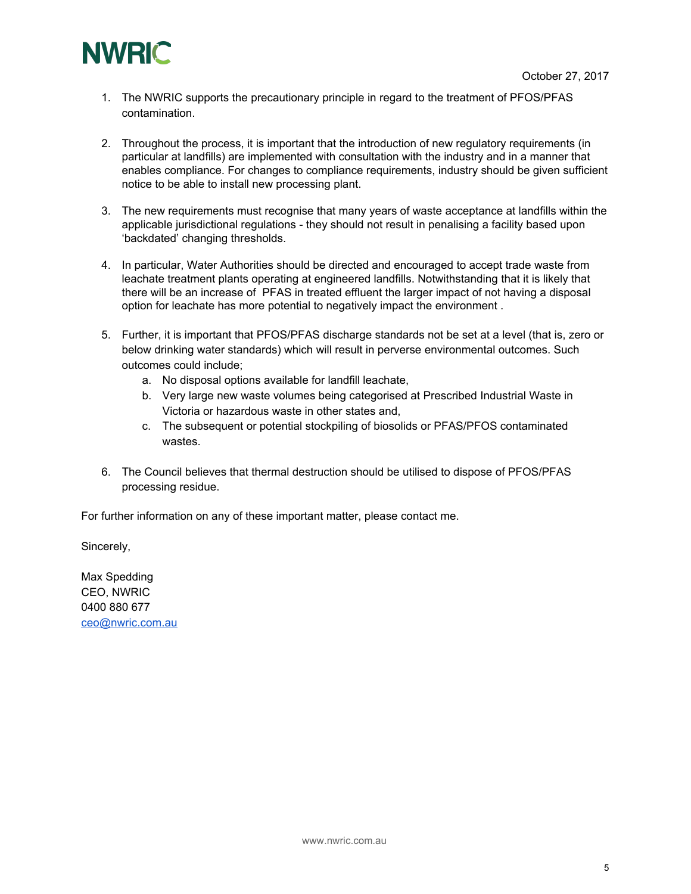October 27, 2017

1. The NWRIC supports the precautionary principle in regard to the treatment of PFOS/PFAS contamination.

2. Throughout the process, it is important that the introduction of new regulatory requirements (in particular at landfills) are implemented with consultation with the industry and in a manner that enables compliance. For changes to compliance requirements, industry should be given sufficient notice to be able to install new processing plant.

3. The new requirements must recognise that many years of waste acceptance at landfills within the applicable jurisdictional regulations - they should not result in penalising a facility based upon 'backdated' changing thresholds.

4. In particular, Water Authorities should be directed and encouraged to accept trade waste from leachate treatment plants operating at engineered landfills. Notwithstanding that it is likely that there will be an increase of PFAS in treated effluent the larger impact of not having a disposal option for leachate has more potential to negatively impact the environment .

5. Further, it is important that PFOS/PFAS discharge standards not be set at a level (that is, zero or below drinking water standards) which will result in perverse environmental outcomes. Such outcomes could include;
   a. No disposal options available for landfill leachate,
   b. Very large new waste volumes being categorised at Prescribed Industrial Waste in Victoria or hazardous waste in other states and,
   c. The subsequent or potential stockpiling of biosolids or PFAS/PFOS contaminated wastes.

6. The Council believes that thermal destruction should be utilised to dispose of PFOS/PFAS processing residue.

For further information on any of these important matter, please contact me.

Sincerely,

Max Spedding
CEO, NWRIC
0400 880 677
ceo@nwric.com.au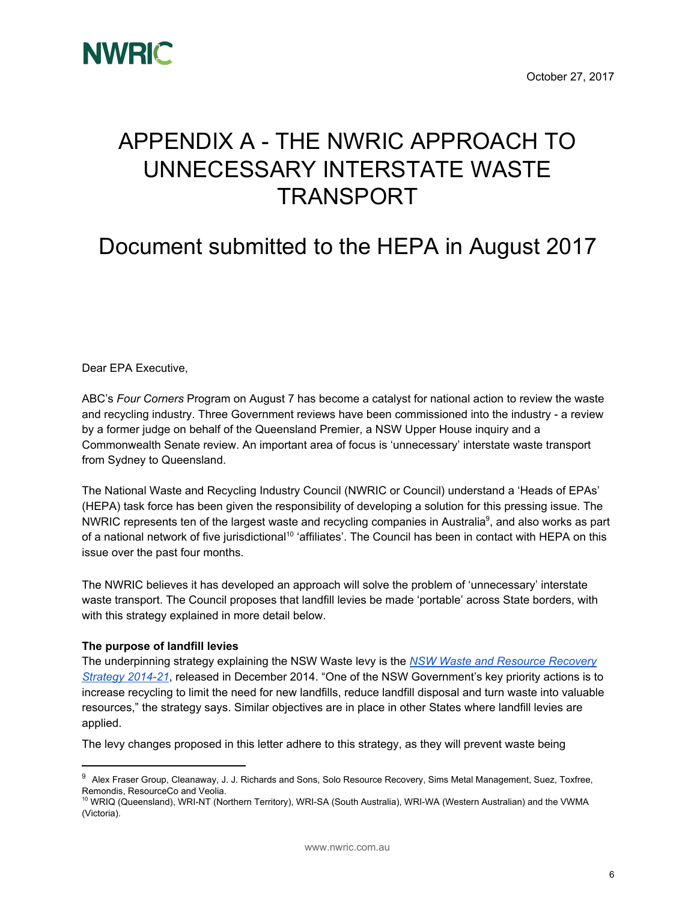October 27, 2017

# APPENDIX A - THE NWRIC APPROACH TO UNNECESSARY INTERSTATE WASTE TRANSPORT

## Document submitted to the HEPA in August 2017

Dear EPA Executive,

ABC's *Four Corners* Program on August 7 has become a catalyst for national action to review the waste and recycling industry. Three Government reviews have been commissioned into the industry - a review by a former judge on behalf of the Queensland Premier, a NSW Upper House inquiry and a Commonwealth Senate review. An important area of focus is 'unnecessary' interstate waste transport from Sydney to Queensland.

The National Waste and Recycling Industry Council (NWRIC or Council) understand a 'Heads of EPAs' (HEPA) task force has been given the responsibility of developing a solution for this pressing issue. The NWRIC represents ten of the largest waste and recycling companies in Australia[9], and also works as part of a national network of five jurisdictional[10] 'affiliates'. The Council has been in contact with HEPA on this issue over the past four months.

The NWRIC believes it has developed an approach will solve the problem of 'unnecessary' interstate waste transport. The Council proposes that landfill levies be made 'portable' across State borders, with with this strategy explained in more detail below.

**The purpose of landfill levies**

The underpinning strategy explaining the NSW Waste levy is the *NSW Waste and Resource Recovery Strategy 2014-21*, released in December 2014. "One of the NSW Government's key priority actions is to increase recycling to limit the need for new landfills, reduce landfill disposal and turn waste into valuable resources," the strategy says. Similar objectives are in place in other States where landfill levies are applied.

The levy changes proposed in this letter adhere to this strategy, as they will prevent waste being

---

[9] Alex Fraser Group, Cleanaway, J. J. Richards and Sons, Solo Resource Recovery, Sims Metal Management, Suez, Toxfree, Remondis, ResourceCo and Veolia.

[10] WRIQ (Queensland), WRI-NT (Northern Territory), WRI-SA (South Australia), WRI-WA (Western Australian) and the VWMA (Victoria).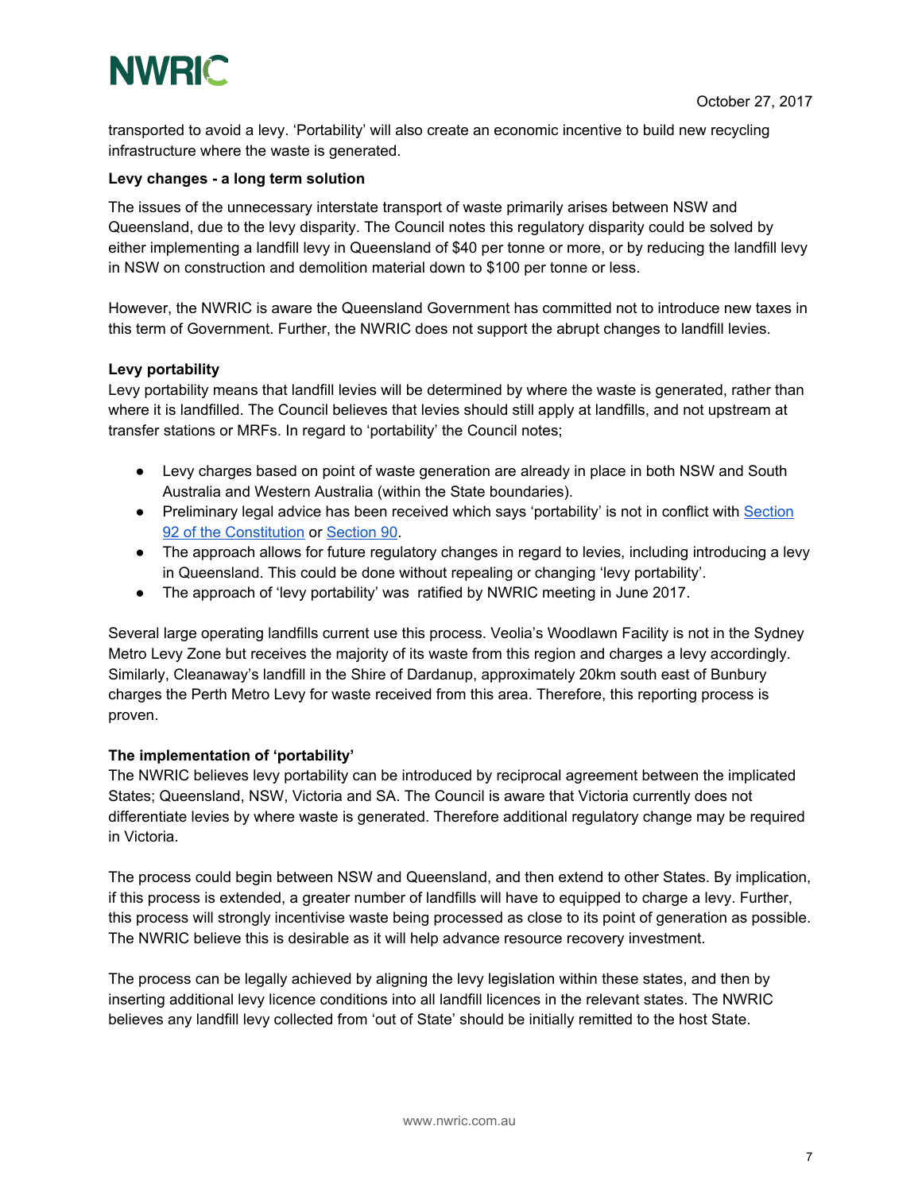transported to avoid a levy. 'Portability' will also create an economic incentive to build new recycling infrastructure where the waste is generated.

**Levy changes - a long term solution**

The issues of the unnecessary interstate transport of waste primarily arises between NSW and Queensland, due to the levy disparity. The Council notes this regulatory disparity could be solved by either implementing a landfill levy in Queensland of $40 per tonne or more, or by reducing the landfill levy in NSW on construction and demolition material down to $100 per tonne or less.

However, the NWRIC is aware the Queensland Government has committed not to introduce new taxes in this term of Government. Further, the NWRIC does not support the abrupt changes to landfill levies.

**Levy portability**

Levy portability means that landfill levies will be determined by where the waste is generated, rather than where it is landfilled. The Council believes that levies should still apply at landfills, and not upstream at transfer stations or MRFs. In regard to 'portability' the Council notes;

- Levy charges based on point of waste generation are already in place in both NSW and South Australia and Western Australia (within the State boundaries).
- Preliminary legal advice has been received which says 'portability' is not in conflict with [Section 92 of the Constitution]() or [Section 90]().
- The approach allows for future regulatory changes in regard to levies, including introducing a levy in Queensland. This could be done without repealing or changing 'levy portability'.
- The approach of 'levy portability' was ratified by NWRIC meeting in June 2017.

Several large operating landfills current use this process. Veolia's Woodlawn Facility is not in the Sydney Metro Levy Zone but receives the majority of its waste from this region and charges a levy accordingly. Similarly, Cleanaway's landfill in the Shire of Dardanup, approximately 20km south east of Bunbury charges the Perth Metro Levy for waste received from this area. Therefore, this reporting process is proven.

**The implementation of 'portability'**

The NWRIC believes levy portability can be introduced by reciprocal agreement between the implicated States; Queensland, NSW, Victoria and SA. The Council is aware that Victoria currently does not differentiate levies by where waste is generated. Therefore additional regulatory change may be required in Victoria.

The process could begin between NSW and Queensland, and then extend to other States. By implication, if this process is extended, a greater number of landfills will have to equipped to charge a levy. Further, this process will strongly incentivise waste being processed as close to its point of generation as possible. The NWRIC believe this is desirable as it will help advance resource recovery investment.

The process can be legally achieved by aligning the levy legislation within these states, and then by inserting additional levy licence conditions into all landfill licences in the relevant states. The NWRIC believes any landfill levy collected from 'out of State' should be initially remitted to the host State.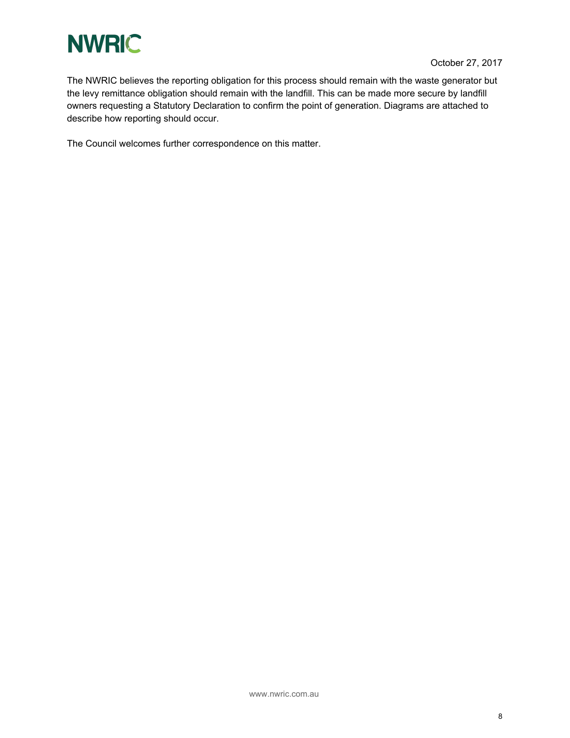The NWRIC believes the reporting obligation for this process should remain with the waste generator but the levy remittance obligation should remain with the landfill. This can be made more secure by landfill owners requesting a Statutory Declaration to confirm the point of generation. Diagrams are attached to describe how reporting should occur.

The Council welcomes further correspondence on this matter.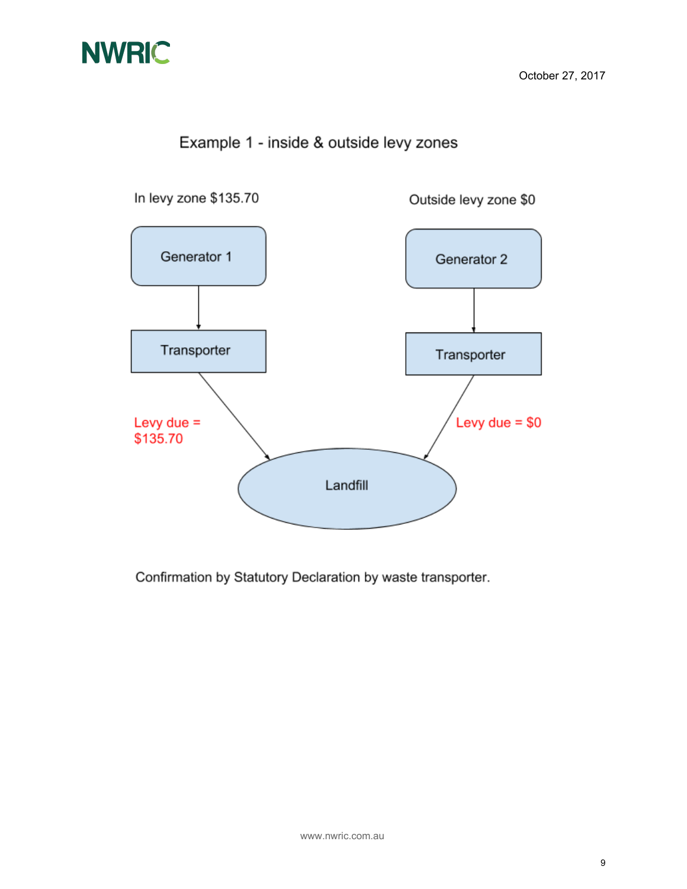## Example 1 - inside & outside levy zones

In levy zone $135.70

Generator 1 → Transporter → Landfill

Levy due = $135.70

Outside levy zone $0

Generator 2 → Transporter → Landfill

Levy due = $0

Confirmation by Statutory Declaration by waste transporter.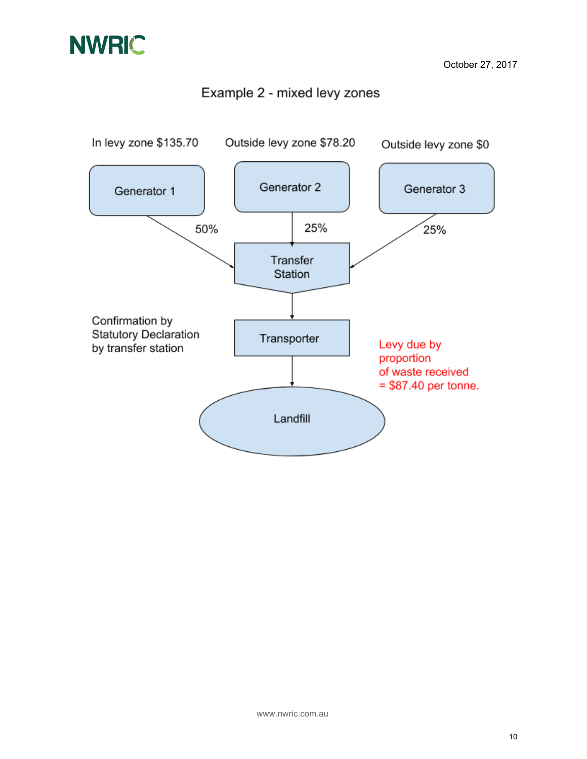## Example 2 - mixed levy zones

In levy zone $135.70

Outside levy zone $78.20

Outside levy zone $0

Generator 1

Generator 2

Generator 3

50%

25%

25%

Transfer Station

Confirmation by Statutory Declaration by transfer station

Transporter

Levy due by proportion of waste received = $87.40 per tonne.

Landfill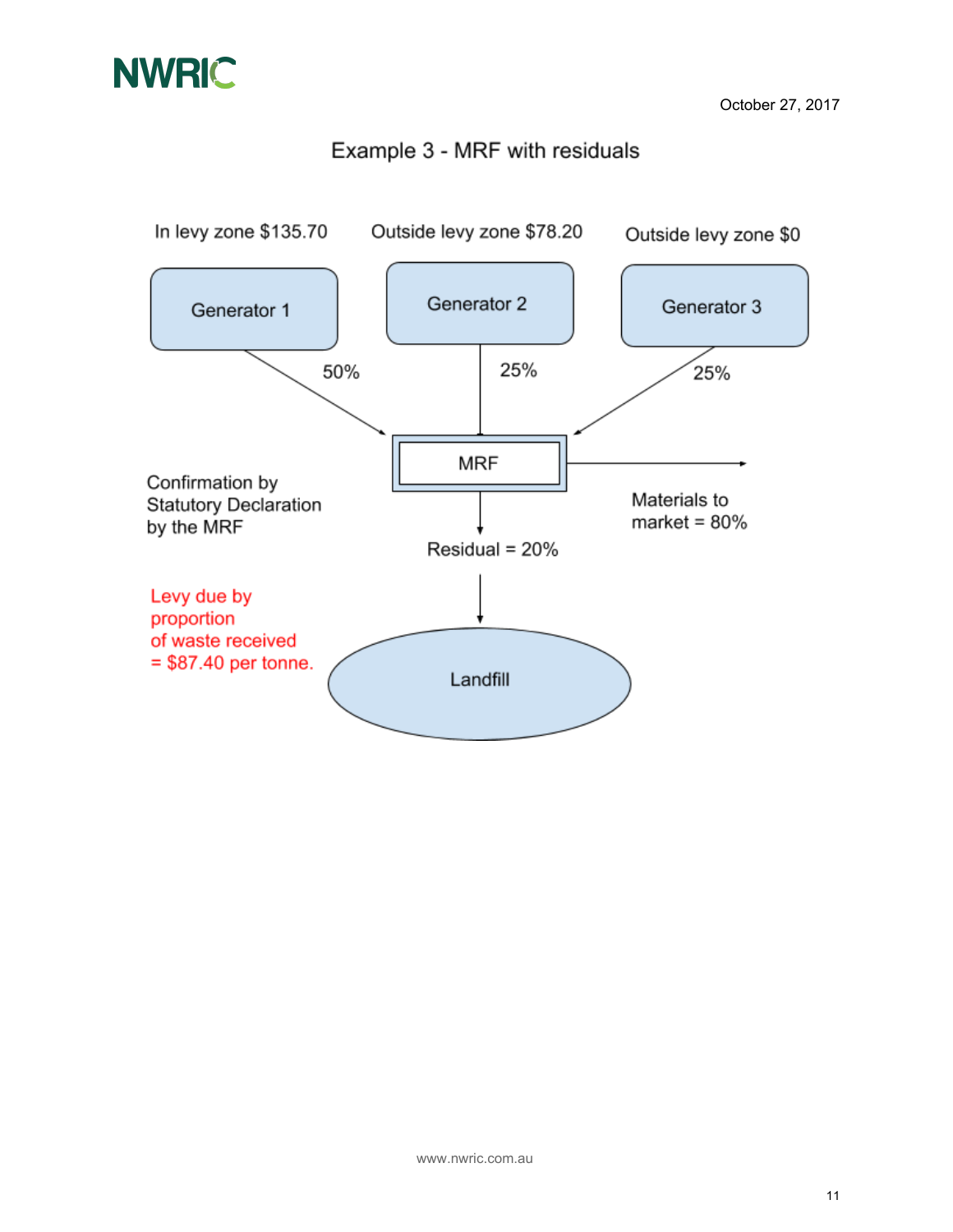## Example 3 - MRF with residuals

In levy zone $135.70

Outside levy zone $78.20

Outside levy zone $0

Generator 1

Generator 2

Generator 3

50%

25%

25%

MRF

Confirmation by Statutory Declaration by the MRF

Materials to market = 80%

Residual = 20%

Levy due by proportion of waste received = $87.40 per tonne.

Landfill

www.nwric.com.au